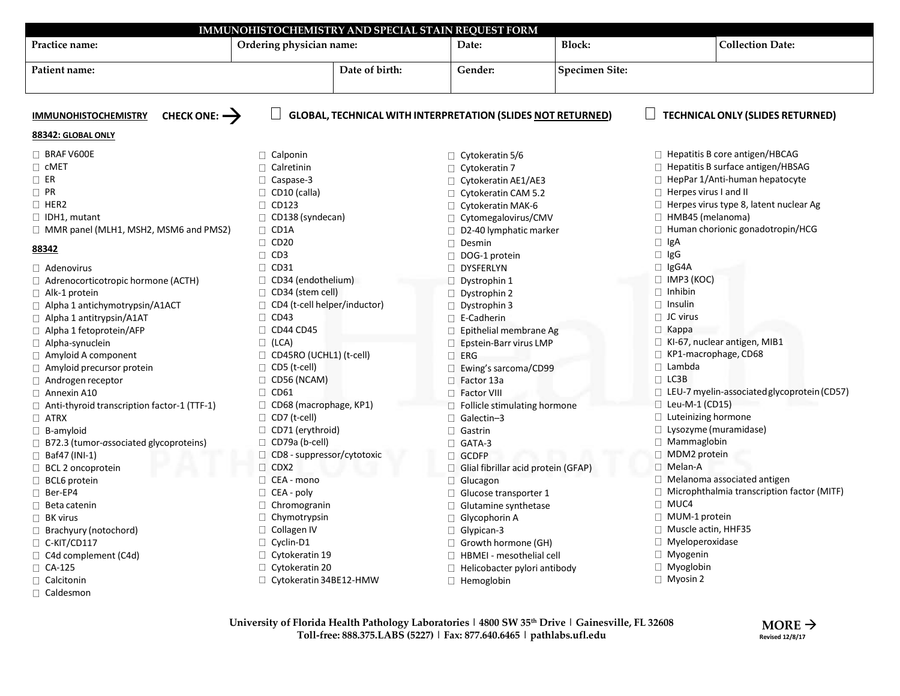# IMMUNOHISTOCHEMISTRY AND SPECIAL STAIN REQUEST FORM

| Practice name: | Ordering physician name: | Date: | Block: | Collection Date: |
|---|---|---|---|---|
| | | | | |

| Patient name: | Date of birth: | Gender: | Specimen Site: |
|---|---|---|---|
| | | | |

**IMMUNOHISTOCHEMISTRY** **CHECK ONE:** → ☐ **GLOBAL, TECHNICAL WITH INTERPRETATION (SLIDES NOT RETURNED)** ☐ **TECHNICAL ONLY (SLIDES RETURNED)**

**88342: GLOBAL ONLY**

- ☐ BRAF V600E
- ☐ cMET
- ☐ ER
- ☐ PR
- ☐ HER2
- ☐ IDH1, mutant
- ☐ MMR panel (MLH1, MSH2, MSM6 and PMS2)

**88342**

- ☐ Adenovirus
- ☐ Adrenocorticotropic hormone (ACTH)
- ☐ Alk-1 protein
- ☐ Alpha 1 antichymotrypsin/A1ACT
- ☐ Alpha 1 antitrypsin/A1AT
- ☐ Alpha 1 fetoprotein/AFP
- ☐ Alpha-synuclein
- ☐ Amyloid A component
- ☐ Amyloid precursor protein
- ☐ Androgen receptor
- ☐ Annexin A10
- ☐ Anti-thyroid transcription factor-1 (TTF-1)
- ☐ ATRX
- ☐ B-amyloid
- ☐ B72.3 (tumor-associated glycoproteins)
- ☐ Baf47 (INI-1)
- ☐ BCL 2 oncoprotein
- ☐ BCL6 protein
- ☐ Ber-EP4
- ☐ Beta catenin
- ☐ BK virus
- ☐ Brachyury (notochord)
- ☐ C-KIT/CD117
- ☐ C4d complement (C4d)
- ☐ CA-125
- ☐ Calcitonin
- ☐ Caldesmon
- ☐ Calponin
- ☐ Calretinin
- ☐ Caspase-3
- ☐ CD10 (calla)
- ☐ CD123
- ☐ CD138 (syndecan)
- ☐ CD1A
- ☐ CD20
- ☐ CD3
- ☐ CD31
- ☐ CD34 (endothelium)
- ☐ CD34 (stem cell)
- ☐ CD4 (t-cell helper/inductor)
- ☐ CD43
- ☐ CD44 CD45
- ☐ (LCA)
- ☐ CD45RO (UCHL1) (t-cell)
- ☐ CD5 (t-cell)
- ☐ CD56 (NCAM)
- ☐ CD61
- ☐ CD68 (macrophage, KP1)
- ☐ CD7 (t-cell)
- ☐ CD71 (erythroid)
- ☐ CD79a (b-cell)
- ☐ CD8 - suppressor/cytotoxic
- ☐ CDX2
- ☐ CEA - mono
- ☐ CEA - poly
- ☐ Chromogranin
- ☐ Chymotrypsin
- ☐ Collagen IV
- ☐ Cyclin-D1
- ☐ Cytokeratin 19
- ☐ Cytokeratin 20
- ☐ Cytokeratin 34BE12-HMW
- ☐ Cytokeratin 5/6
- ☐ Cytokeratin 7
- ☐ Cytokeratin AE1/AE3
- ☐ Cytokeratin CAM 5.2
- ☐ Cytokeratin MAK-6
- ☐ Cytomegalovirus/CMV
- ☐ D2-40 lymphatic marker
- ☐ Desmin
- ☐ DOG-1 protein
- ☐ DYSFERLYN
- ☐ Dystrophin 1
- ☐ Dystrophin 2
- ☐ Dystrophin 3
- ☐ E-Cadherin
- ☐ Epithelial membrane Ag
- ☐ Epstein-Barr virus LMP
- ☐ ERG
- ☐ Ewing's sarcoma/CD99
- ☐ Factor 13a
- ☐ Factor VIII
- ☐ Follicle stimulating hormone
- ☐ Galectin–3
- ☐ Gastrin
- ☐ GATA-3
- ☐ GCDFP
- ☐ Glial fibrillar acid protein (GFAP)
- ☐ Glucagon
- ☐ Glucose transporter 1
- ☐ Glutamine synthetase
- ☐ Glycophorin A
- ☐ Glypican-3
- ☐ Growth hormone (GH)
- ☐ HBMEI - mesothelial cell
- ☐ Helicobacter pylori antibody
- ☐ Hemoglobin
- ☐ Hepatitis B core antigen/HBCAG
- ☐ Hepatitis B surface antigen/HBSAG
- ☐ HepPar 1/Anti-human hepatocyte
- ☐ Herpes virus I and II
- ☐ Herpes virus type 8, latent nuclear Ag
- ☐ HMB45 (melanoma)
- ☐ Human chorionic gonadotropin/HCG
- ☐ IgA
- ☐ IgG
- ☐ IgG4A
- ☐ IMP3 (KOC)
- ☐ Inhibin
- ☐ Insulin
- ☐ JC virus
- ☐ Kappa
- ☐ KI-67, nuclear antigen, MIB1
- ☐ KP1-macrophage, CD68
- ☐ Lambda
- ☐ LC3B
- ☐ LEU-7 myelin-associated glycoprotein (CD57)
- ☐ Leu-M-1 (CD15)
- ☐ Luteinizing hormone
- ☐ Lysozyme (muramidase)
- ☐ Mammaglobin
- ☐ MDM2 protein
- ☐ Melan-A
- ☐ Melanoma associated antigen
- ☐ Microphthalmia transcription factor (MITF)
- ☐ MUC4
- ☐ MUM-1 protein
- ☐ Muscle actin, HHF35
- ☐ Myeloperoxidase
- ☐ Myogenin
- ☐ Myoglobin
- ☐ Myosin 2

**University of Florida Health Pathology Laboratories | 4800 SW 35th Drive | Gainesville, FL 32608**
**Toll-free: 888.375.LABS (5227) | Fax: 877.640.6465 | pathlabs.ufl.edu**

**MORE →**
Revised 12/8/17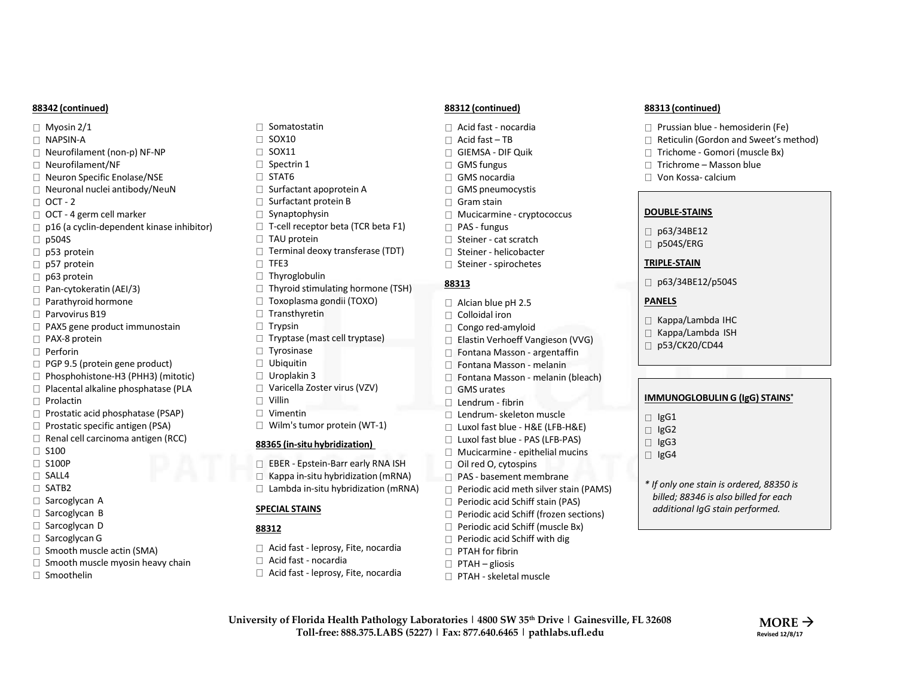**88342 (continued)**

- ☐ Myosin 2/1
- ☐ NAPSIN-A
- ☐ Neurofilament (non-p) NF-NP
- ☐ Neurofilament/NF
- ☐ Neuron Specific Enolase/NSE
- ☐ Neuronal nuclei antibody/NeuN
- ☐ OCT - 2
- ☐ OCT - 4 germ cell marker
- ☐ p16 (a cyclin-dependent kinase inhibitor)
- ☐ p504S
- ☐ p53 protein
- ☐ p57 protein
- ☐ p63 protein
- ☐ Pan-cytokeratin (AEl/3)
- ☐ Parathyroid hormone
- ☐ Parvovirus B19
- ☐ PAX5 gene product immunostain
- ☐ PAX-8 protein
- ☐ Perforin
- ☐ PGP 9.5 (protein gene product)
- ☐ Phosphohistone-H3 (PHH3) (mitotic)
- ☐ Placental alkaline phosphatase (PLA
- ☐ Prolactin
- ☐ Prostatic acid phosphatase (PSAP)
- ☐ Prostatic specific antigen (PSA)
- ☐ Renal cell carcinoma antigen (RCC)
- ☐ S100
- ☐ S100P
- ☐ SALL4
- ☐ SATB2
- ☐ Sarcoglycan A
- ☐ Sarcoglycan B
- ☐ Sarcoglycan D
- ☐ Sarcoglycan G
- ☐ Smooth muscle actin (SMA)
- ☐ Smooth muscle myosin heavy chain
- ☐ Smoothelin
- ☐ Somatostatin
- ☐ SOX10
- ☐ SOX11
- ☐ Spectrin 1
- ☐ STAT6
- ☐ Surfactant apoprotein A
- ☐ Surfactant protein B
- ☐ Synaptophysin
- ☐ T-cell receptor beta (TCR beta F1)
- ☐ TAU protein
- ☐ Terminal deoxy transferase (TDT)
- ☐ TFE3
- ☐ Thyroglobulin
- ☐ Thyroid stimulating hormone (TSH)
- ☐ Toxoplasma gondii (TOXO)
- ☐ Transthyretin
- ☐ Trypsin
- ☐ Tryptase (mast cell tryptase)
- ☐ Tyrosinase
- ☐ Ubiquitin
- ☐ Uroplakin 3
- ☐ Varicella Zoster virus (VZV)
- ☐ Villin
- ☐ Vimentin
- ☐ Wilm's tumor protein (WT-1)

**88365 (in-situ hybridization)**

- ☐ EBER - Epstein-Barr early RNA ISH
- ☐ Kappa in-situ hybridization (mRNA)
- ☐ Lambda in-situ hybridization (mRNA)

**SPECIAL STAINS**

**88312**

- ☐ Acid fast - leprosy, Fite, nocardia
- ☐ Acid fast - nocardia
- ☐ Acid fast - leprosy, Fite, nocardia

**88312 (continued)**

- ☐ Acid fast - nocardia
- ☐ Acid fast – TB
- ☐ GIEMSA - DIF Quik
- ☐ GMS fungus
- ☐ GMS nocardia
- ☐ GMS pneumocystis
- ☐ Gram stain
- ☐ Mucicarmine - cryptococcus
- ☐ PAS - fungus
- ☐ Steiner - cat scratch
- ☐ Steiner - helicobacter
- ☐ Steiner - spirochetes

**88313**

- ☐ Alcian blue pH 2.5
- ☐ Colloidal iron
- ☐ Congo red-amyloid
- ☐ Elastin Verhoeff Vangieson (VVG)
- ☐ Fontana Masson - argentaffin
- ☐ Fontana Masson - melanin
- ☐ Fontana Masson - melanin (bleach)
- ☐ GMS urates
- ☐ Lendrum - fibrin
- ☐ Lendrum- skeleton muscle
- ☐ Luxol fast blue - H&E (LFB-H&E)
- ☐ Luxol fast blue - PAS (LFB-PAS)
- ☐ Mucicarmine - epithelial mucins
- ☐ Oil red O, cytospins
- ☐ PAS - basement membrane
- ☐ Periodic acid meth silver stain (PAMS)
- ☐ Periodic acid Schiff stain (PAS)
- ☐ Periodic acid Schiff (frozen sections)
- ☐ Periodic acid Schiff (muscle Bx)
- ☐ Periodic acid Schiff with dig
- ☐ PTAH for fibrin
- ☐ PTAH – gliosis
- ☐ PTAH - skeletal muscle

**88313 (continued)**

- ☐ Prussian blue - hemosiderin (Fe)
- ☐ Reticulin (Gordon and Sweet's method)
- ☐ Trichome - Gomori (muscle Bx)
- ☐ Trichrome – Masson blue
- ☐ Von Kossa- calcium

**DOUBLE-STAINS**

- ☐ p63/34BE12
- ☐ p504S/ERG

**TRIPLE-STAIN**

- ☐ p63/34BE12/p504S

**PANELS**

- ☐ Kappa/Lambda IHC
- ☐ Kappa/Lambda ISH
- ☐ p53/CK20/CD44

**IMMUNOGLOBULIN G (IgG) STAINS***

- ☐ IgG1
- ☐ IgG2
- ☐ IgG3
- ☐ IgG4

*\* If only one stain is ordered, 88350 is billed; 88346 is also billed for each additional IgG stain performed.*

**University of Florida Health Pathology Laboratories | 4800 SW 35th Drive | Gainesville, FL 32608**
**Toll-free: 888.375.LABS (5227) | Fax: 877.640.6465 | pathlabs.ufl.edu**

**MORE →**
Revised 12/8/17